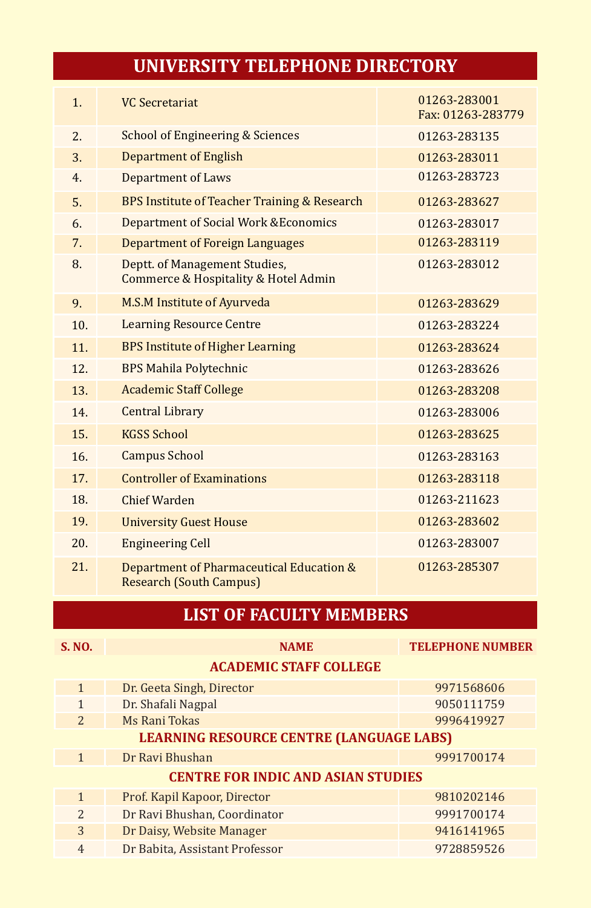# UNIVERSITY TELEPHONE DIRECTORY

| | | |
|---|---|---|
| 1. | VC Secretariat | 01263-283001<br>Fax: 01263-283779 |
| 2. | School of Engineering & Sciences | 01263-283135 |
| 3. | Department of English | 01263-283011 |
| 4. | Department of Laws | 01263-283723 |
| 5. | BPS Institute of Teacher Training & Research | 01263-283627 |
| 6. | Department of Social Work &Economics | 01263-283017 |
| 7. | Department of Foreign Languages | 01263-283119 |
| 8. | Deptt. of Management Studies,<br>Commerce & Hospitality & Hotel Admin | 01263-283012 |
| 9. | M.S.M Institute of Ayurveda | 01263-283629 |
| 10. | Learning Resource Centre | 01263-283224 |
| 11. | BPS Institute of Higher Learning | 01263-283624 |
| 12. | BPS Mahila Polytechnic | 01263-283626 |
| 13. | Academic Staff College | 01263-283208 |
| 14. | Central Library | 01263-283006 |
| 15. | KGSS School | 01263-283625 |
| 16. | Campus School | 01263-283163 |
| 17. | Controller of Examinations | 01263-283118 |
| 18. | Chief Warden | 01263-211623 |
| 19. | University Guest House | 01263-283602 |
| 20. | Engineering Cell | 01263-283007 |
| 21. | Department of Pharmaceutical Education & Research (South Campus) | 01263-285307 |

# LIST OF FACULTY MEMBERS

| S. NO. | NAME | TELEPHONE NUMBER |
|---|---|---|
| | **ACADEMIC STAFF COLLEGE** | |
| 1 | Dr. Geeta Singh, Director | 9971568606 |
| 1 | Dr. Shafali Nagpal | 9050111759 |
| 2 | Ms Rani Tokas | 9996419927 |
| | **LEARNING RESOURCE CENTRE (LANGUAGE LABS)** | |
| 1 | Dr Ravi Bhushan | 9991700174 |
| | **CENTRE FOR INDIC AND ASIAN STUDIES** | |
| 1 | Prof. Kapil Kapoor, Director | 9810202146 |
| 2 | Dr Ravi Bhushan, Coordinator | 9991700174 |
| 3 | Dr Daisy, Website Manager | 9416141965 |
| 4 | Dr Babita, Assistant Professor | 9728859526 |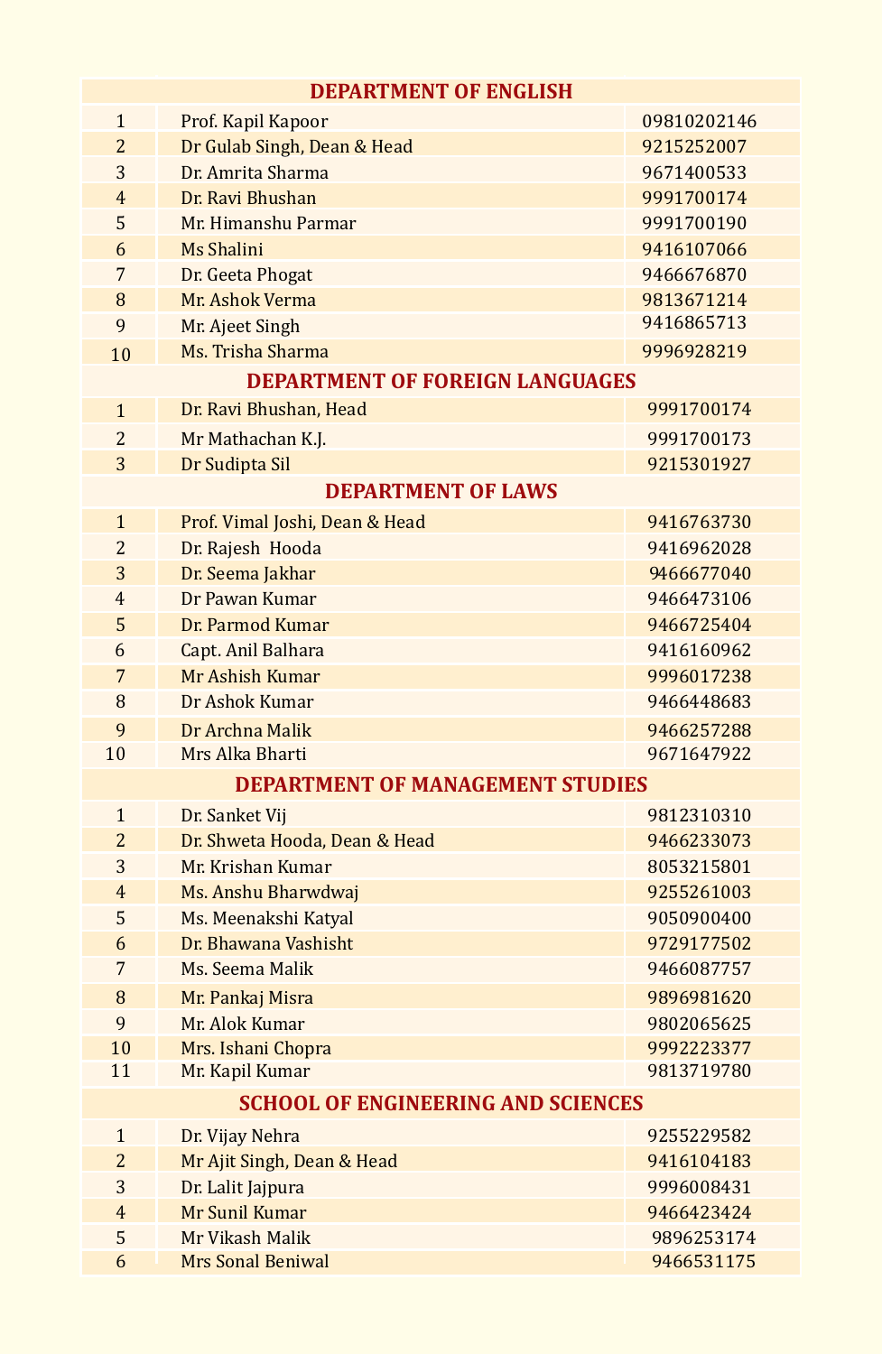| DEPARTMENT OF ENGLISH | | |
|---|---|---|
| 1 | Prof. Kapil Kapoor | 09810202146 |
| 2 | Dr Gulab Singh, Dean & Head | 9215252007 |
| 3 | Dr. Amrita Sharma | 9671400533 |
| 4 | Dr. Ravi Bhushan | 9991700174 |
| 5 | Mr. Himanshu Parmar | 9991700190 |
| 6 | Ms Shalini | 9416107066 |
| 7 | Dr. Geeta Phogat | 9466676870 |
| 8 | Mr. Ashok Verma | 9813671214 |
| 9 | Mr. Ajeet Singh | 9416865713 |
| 10 | Ms. Trisha Sharma | 9996928219 |
| **DEPARTMENT OF FOREIGN LANGUAGES** | | |
| 1 | Dr. Ravi Bhushan, Head | 9991700174 |
| 2 | Mr Mathachan K.J. | 9991700173 |
| 3 | Dr Sudipta Sil | 9215301927 |
| **DEPARTMENT OF LAWS** | | |
| 1 | Prof. Vimal Joshi, Dean & Head | 9416763730 |
| 2 | Dr. Rajesh Hooda | 9416962028 |
| 3 | Dr. Seema Jakhar | 9466677040 |
| 4 | Dr Pawan Kumar | 9466473106 |
| 5 | Dr. Parmod Kumar | 9466725404 |
| 6 | Capt. Anil Balhara | 9416160962 |
| 7 | Mr Ashish Kumar | 9996017238 |
| 8 | Dr Ashok Kumar | 9466448683 |
| 9 | Dr Archna Malik | 9466257288 |
| 10 | Mrs Alka Bharti | 9671647922 |
| **DEPARTMENT OF MANAGEMENT STUDIES** | | |
| 1 | Dr. Sanket Vij | 9812310310 |
| 2 | Dr. Shweta Hooda, Dean & Head | 9466233073 |
| 3 | Mr. Krishan Kumar | 8053215801 |
| 4 | Ms. Anshu Bharwdwaj | 9255261003 |
| 5 | Ms. Meenakshi Katyal | 9050900400 |
| 6 | Dr. Bhawana Vashisht | 9729177502 |
| 7 | Ms. Seema Malik | 9466087757 |
| 8 | Mr. Pankaj Misra | 9896981620 |
| 9 | Mr. Alok Kumar | 9802065625 |
| 10 | Mrs. Ishani Chopra | 9992223377 |
| 11 | Mr. Kapil Kumar | 9813719780 |
| **SCHOOL OF ENGINEERING AND SCIENCES** | | |
| 1 | Dr. Vijay Nehra | 9255229582 |
| 2 | Mr Ajit Singh, Dean & Head | 9416104183 |
| 3 | Dr. Lalit Jajpura | 9996008431 |
| 4 | Mr Sunil Kumar | 9466423424 |
| 5 | Mr Vikash Malik | 9896253174 |
| 6 | Mrs Sonal Beniwal | 9466531175 |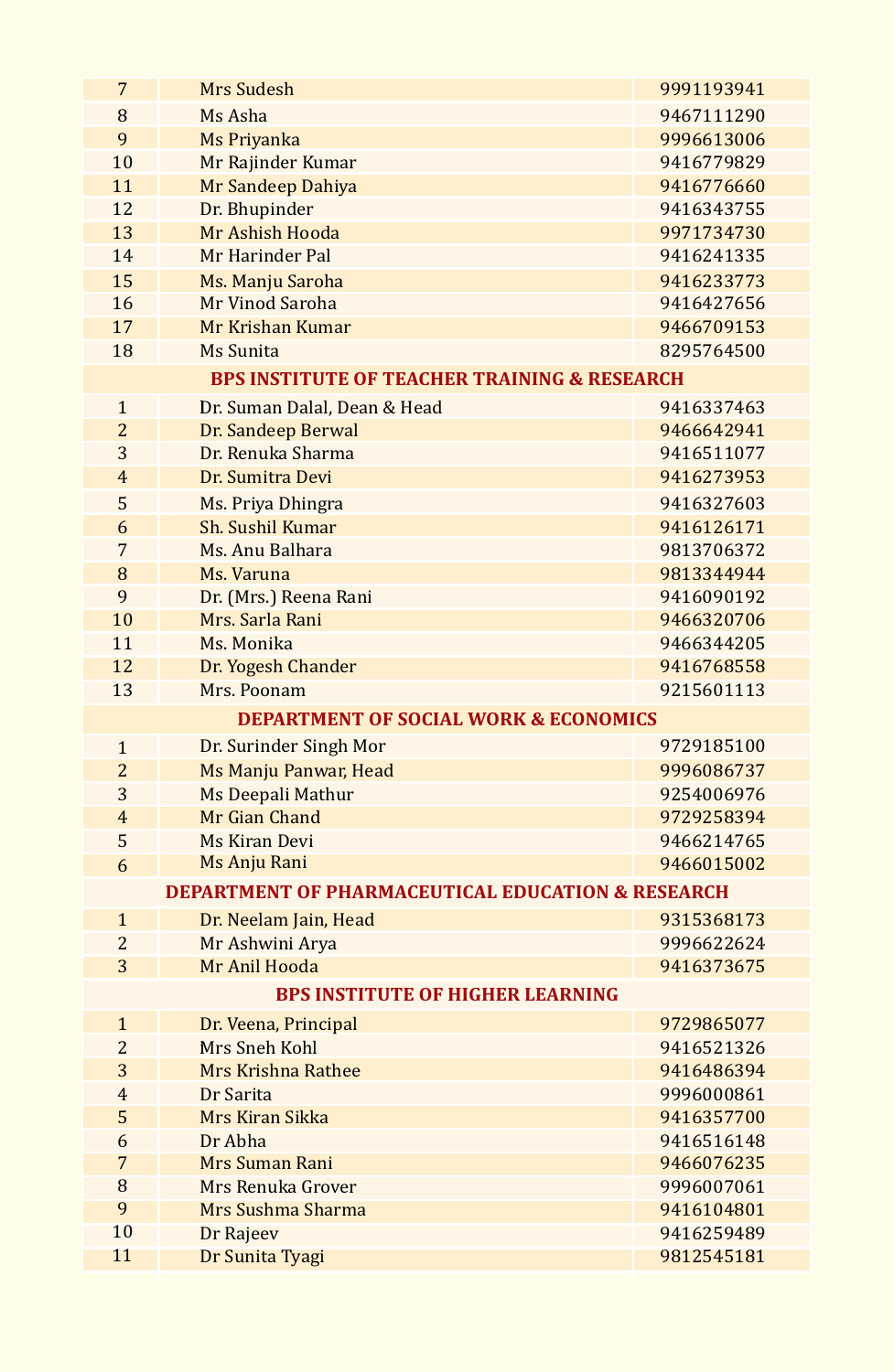| | | |
|---|---|---|
| 7 | Mrs Sudesh | 9991193941 |
| 8 | Ms Asha | 9467111290 |
| 9 | Ms Priyanka | 9996613006 |
| 10 | Mr Rajinder Kumar | 9416779829 |
| 11 | Mr Sandeep Dahiya | 9416776660 |
| 12 | Dr. Bhupinder | 9416343755 |
| 13 | Mr Ashish Hooda | 9971734730 |
| 14 | Mr Harinder Pal | 9416241335 |
| 15 | Ms. Manju Saroha | 9416233773 |
| 16 | Mr Vinod Saroha | 9416427656 |
| 17 | Mr Krishan Kumar | 9466709153 |
| 18 | Ms Sunita | 8295764500 |
| | **BPS INSTITUTE OF TEACHER TRAINING & RESEARCH** | |
| 1 | Dr. Suman Dalal, Dean & Head | 9416337463 |
| 2 | Dr. Sandeep Berwal | 9466642941 |
| 3 | Dr. Renuka Sharma | 9416511077 |
| 4 | Dr. Sumitra Devi | 9416273953 |
| 5 | Ms. Priya Dhingra | 9416327603 |
| 6 | Sh. Sushil Kumar | 9416126171 |
| 7 | Ms. Anu Balhara | 9813706372 |
| 8 | Ms. Varuna | 9813344944 |
| 9 | Dr. (Mrs.) Reena Rani | 9416090192 |
| 10 | Mrs. Sarla Rani | 9466320706 |
| 11 | Ms. Monika | 9466344205 |
| 12 | Dr. Yogesh Chander | 9416768558 |
| 13 | Mrs. Poonam | 9215601113 |
| | **DEPARTMENT OF SOCIAL WORK & ECONOMICS** | |
| 1 | Dr. Surinder Singh Mor | 9729185100 |
| 2 | Ms Manju Panwar, Head | 9996086737 |
| 3 | Ms Deepali Mathur | 9254006976 |
| 4 | Mr Gian Chand | 9729258394 |
| 5 | Ms Kiran Devi | 9466214765 |
| 6 | Ms Anju Rani | 9466015002 |
| | **DEPARTMENT OF PHARMACEUTICAL EDUCATION & RESEARCH** | |
| 1 | Dr. Neelam Jain, Head | 9315368173 |
| 2 | Mr Ashwini Arya | 9996622624 |
| 3 | Mr Anil Hooda | 9416373675 |
| | **BPS INSTITUTE OF HIGHER LEARNING** | |
| 1 | Dr. Veena, Principal | 9729865077 |
| 2 | Mrs Sneh Kohl | 9416521326 |
| 3 | Mrs Krishna Rathee | 9416486394 |
| 4 | Dr Sarita | 9996000861 |
| 5 | Mrs Kiran Sikka | 9416357700 |
| 6 | Dr Abha | 9416516148 |
| 7 | Mrs Suman Rani | 9466076235 |
| 8 | Mrs Renuka Grover | 9996007061 |
| 9 | Mrs Sushma Sharma | 9416104801 |
| 10 | Dr Rajeev | 9416259489 |
| 11 | Dr Sunita Tyagi | 9812545181 |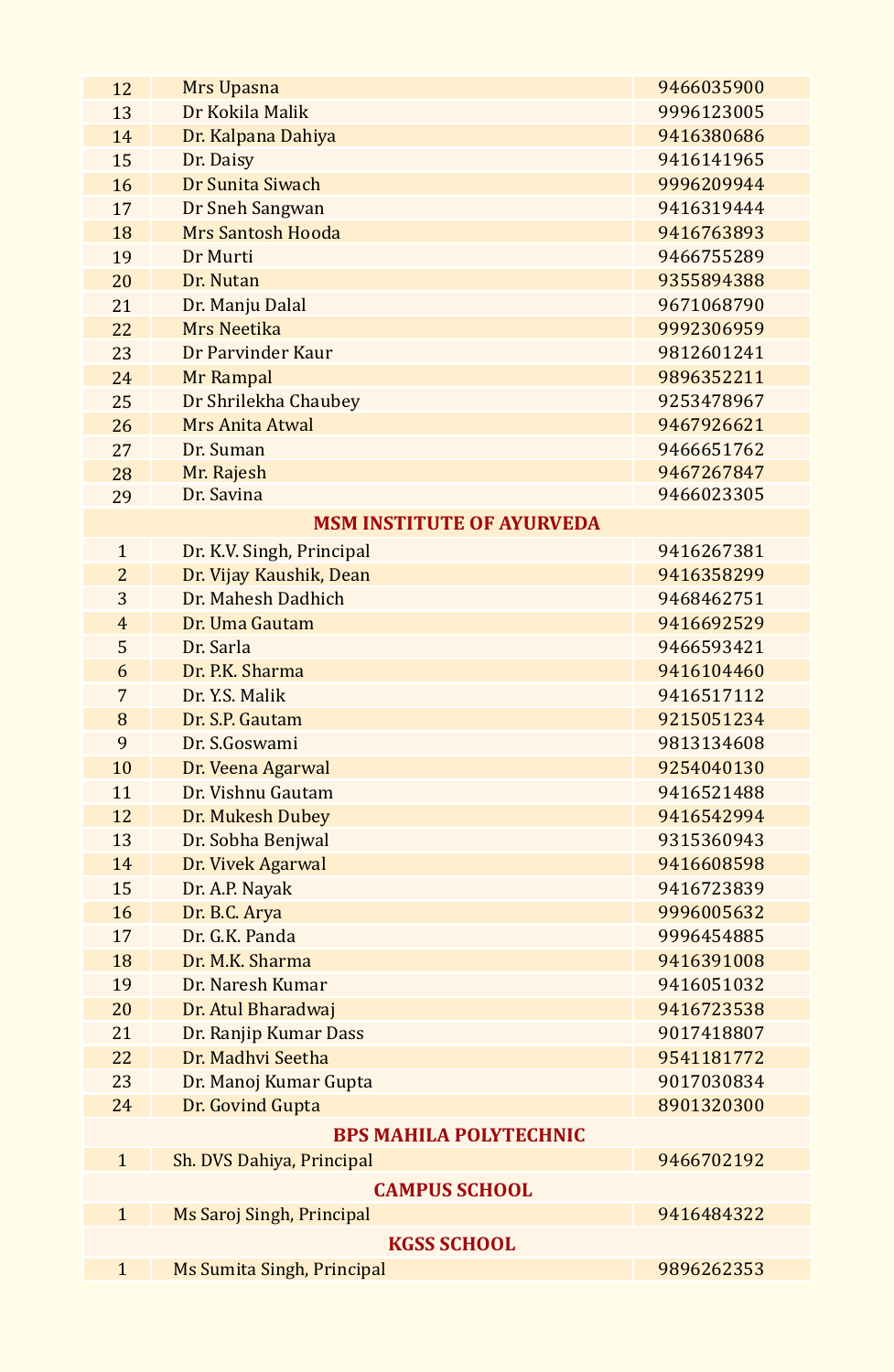| | | |
|---|---|---|
| 12 | Mrs Upasna | 9466035900 |
| 13 | Dr Kokila Malik | 9996123005 |
| 14 | Dr. Kalpana Dahiya | 9416380686 |
| 15 | Dr. Daisy | 9416141965 |
| 16 | Dr Sunita Siwach | 9996209944 |
| 17 | Dr Sneh Sangwan | 9416319444 |
| 18 | Mrs Santosh Hooda | 9416763893 |
| 19 | Dr Murti | 9466755289 |
| 20 | Dr. Nutan | 9355894388 |
| 21 | Dr. Manju Dalal | 9671068790 |
| 22 | Mrs Neetika | 9992306959 |
| 23 | Dr Parvinder Kaur | 9812601241 |
| 24 | Mr Rampal | 9896352211 |
| 25 | Dr Shrilekha Chaubey | 9253478967 |
| 26 | Mrs Anita Atwal | 9467926621 |
| 27 | Dr. Suman | 9466651762 |
| 28 | Mr. Rajesh | 9467267847 |
| 29 | Dr. Savina | 9466023305 |
| | **MSM INSTITUTE OF AYURVEDA** | |
| 1 | Dr. K.V. Singh, Principal | 9416267381 |
| 2 | Dr. Vijay Kaushik, Dean | 9416358299 |
| 3 | Dr. Mahesh Dadhich | 9468462751 |
| 4 | Dr. Uma Gautam | 9416692529 |
| 5 | Dr. Sarla | 9466593421 |
| 6 | Dr. P.K. Sharma | 9416104460 |
| 7 | Dr. Y.S. Malik | 9416517112 |
| 8 | Dr. S.P. Gautam | 9215051234 |
| 9 | Dr. S.Goswami | 9813134608 |
| 10 | Dr. Veena Agarwal | 9254040130 |
| 11 | Dr. Vishnu Gautam | 9416521488 |
| 12 | Dr. Mukesh Dubey | 9416542994 |
| 13 | Dr. Sobha Benjwal | 9315360943 |
| 14 | Dr. Vivek Agarwal | 9416608598 |
| 15 | Dr. A.P. Nayak | 9416723839 |
| 16 | Dr. B.C. Arya | 9996005632 |
| 17 | Dr. G.K. Panda | 9996454885 |
| 18 | Dr. M.K. Sharma | 9416391008 |
| 19 | Dr. Naresh Kumar | 9416051032 |
| 20 | Dr. Atul Bharadwaj | 9416723538 |
| 21 | Dr. Ranjip Kumar Dass | 9017418807 |
| 22 | Dr. Madhvi Seetha | 9541181772 |
| 23 | Dr. Manoj Kumar Gupta | 9017030834 |
| 24 | Dr. Govind Gupta | 8901320300 |
| | **BPS MAHILA POLYTECHNIC** | |
| 1 | Sh. DVS Dahiya, Principal | 9466702192 |
| | **CAMPUS SCHOOL** | |
| 1 | Ms Saroj Singh, Principal | 9416484322 |
| | **KGSS SCHOOL** | |
| 1 | Ms Sumita Singh, Principal | 9896262353 |